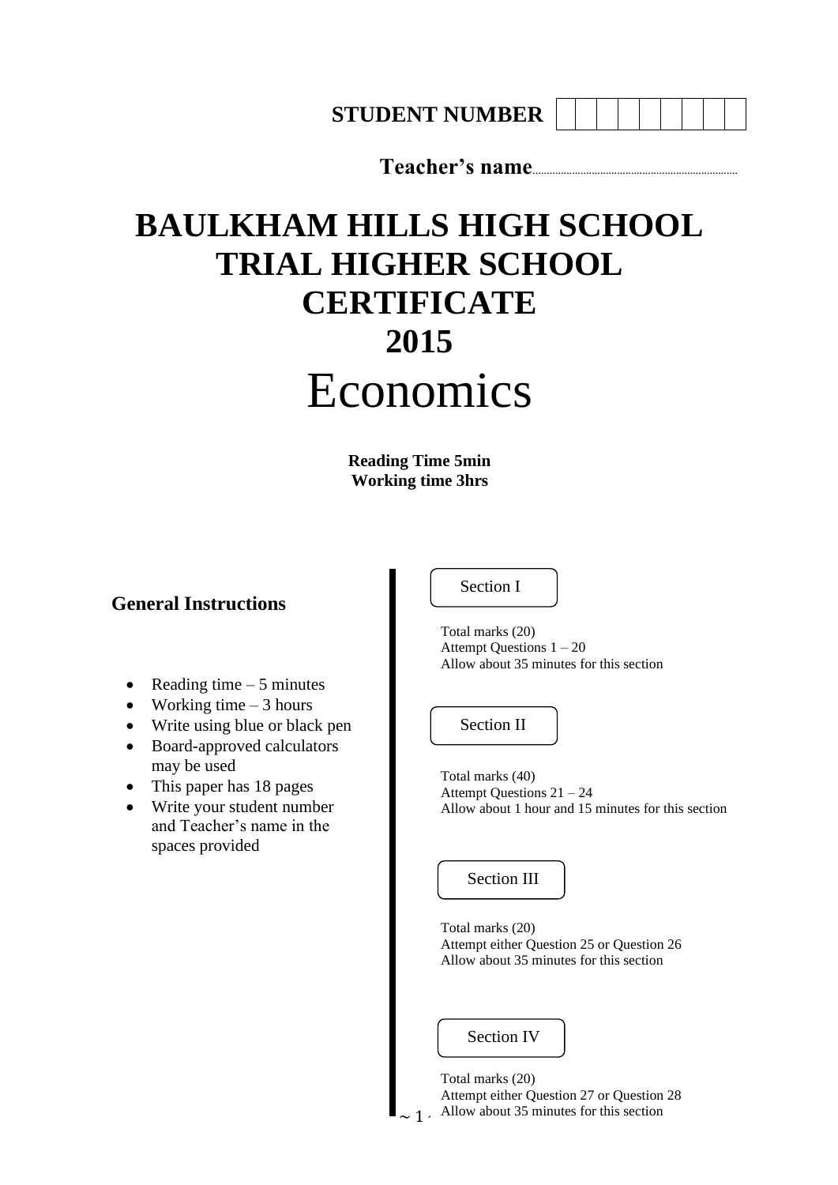**STUDENT NUMBER** | | | | | | | | |

**Teacher's name**........................................................................

# BAULKHAM HILLS HIGH SCHOOL TRIAL HIGHER SCHOOL CERTIFICATE 2015

# Economics

**Reading Time 5min**
**Working time 3hrs**

## General Instructions

- Reading time – 5 minutes
- Working time – 3 hours
- Write using blue or black pen
- Board-approved calculators may be used
- This paper has 18 pages
- Write your student number and Teacher's name in the spaces provided

### Section I

Total marks (20)
Attempt Questions 1 – 20
Allow about 35 minutes for this section

### Section II

Total marks (40)
Attempt Questions 21 – 24
Allow about 1 hour and 15 minutes for this section

### Section III

Total marks (20)
Attempt either Question 25 or Question 26
Allow about 35 minutes for this section

### Section IV

Total marks (20)
Attempt either Question 27 or Question 28
Allow about 35 minutes for this section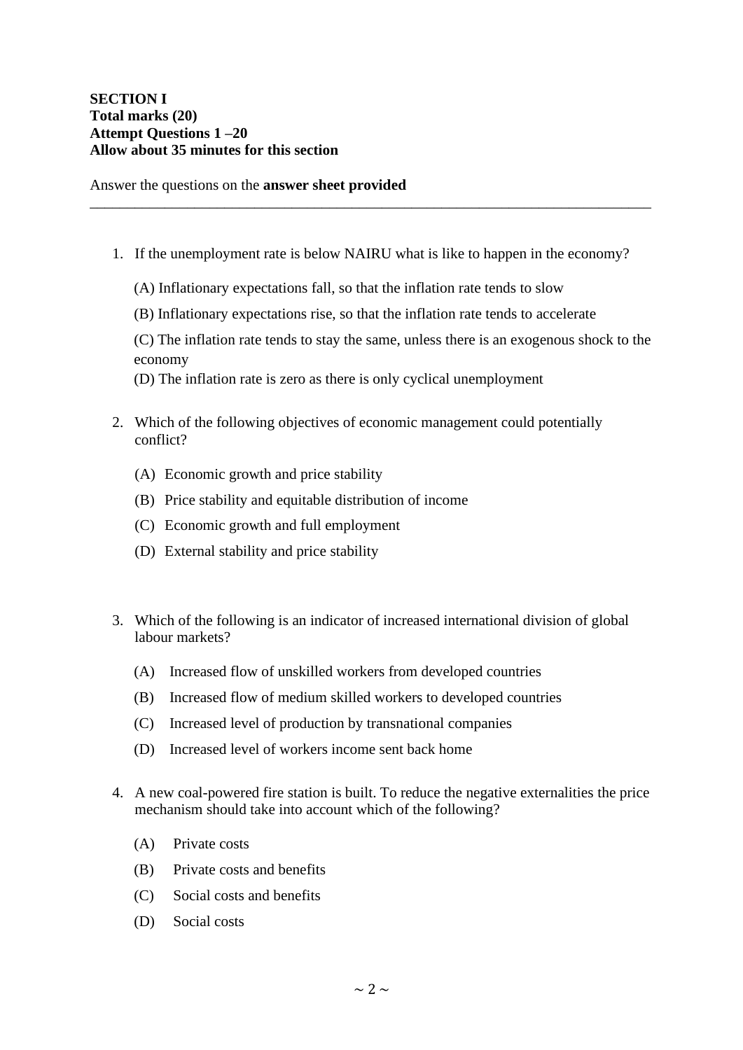**SECTION I**
**Total marks (20)**
**Attempt Questions 1 –20**
**Allow about 35 minutes for this section**

Answer the questions on the **answer sheet provided**

---

1. If the unemployment rate is below NAIRU what is like to happen in the economy?

   (A) Inflationary expectations fall, so that the inflation rate tends to slow

   (B) Inflationary expectations rise, so that the inflation rate tends to accelerate

   (C) The inflation rate tends to stay the same, unless there is an exogenous shock to the economy

   (D) The inflation rate is zero as there is only cyclical unemployment

2. Which of the following objectives of economic management could potentially conflict?

   (A) Economic growth and price stability

   (B) Price stability and equitable distribution of income

   (C) Economic growth and full employment

   (D) External stability and price stability

3. Which of the following is an indicator of increased international division of global labour markets?

   (A) Increased flow of unskilled workers from developed countries

   (B) Increased flow of medium skilled workers to developed countries

   (C) Increased level of production by transnational companies

   (D) Increased level of workers income sent back home

4. A new coal-powered fire station is built. To reduce the negative externalities the price mechanism should take into account which of the following?

   (A) Private costs

   (B) Private costs and benefits

   (C) Social costs and benefits

   (D) Social costs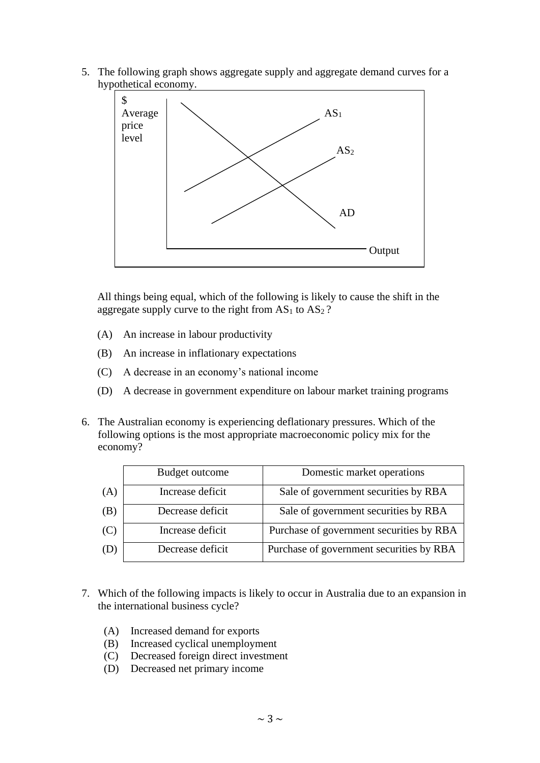5. The following graph shows aggregate supply and aggregate demand curves for a hypothetical economy.

$ Average price level

$AS_1$

$AS_2$

AD

Output

All things being equal, which of the following is likely to cause the shift in the aggregate supply curve to the right from $AS_1$ to $AS_2$ ?

(A) An increase in labour productivity

(B) An increase in inflationary expectations

(C) A decrease in an economy's national income

(D) A decrease in government expenditure on labour market training programs

6. The Australian economy is experiencing deflationary pressures. Which of the following options is the most appropriate macroeconomic policy mix for the economy?

| | Budget outcome | Domestic market operations |
|---|---|---|
| (A) | Increase deficit | Sale of government securities by RBA |
| (B) | Decrease deficit | Sale of government securities by RBA |
| (C) | Increase deficit | Purchase of government securities by RBA |
| (D) | Decrease deficit | Purchase of government securities by RBA |

7. Which of the following impacts is likely to occur in Australia due to an expansion in the international business cycle?

(A) Increased demand for exports
(B) Increased cyclical unemployment
(C) Decreased foreign direct investment
(D) Decreased net primary income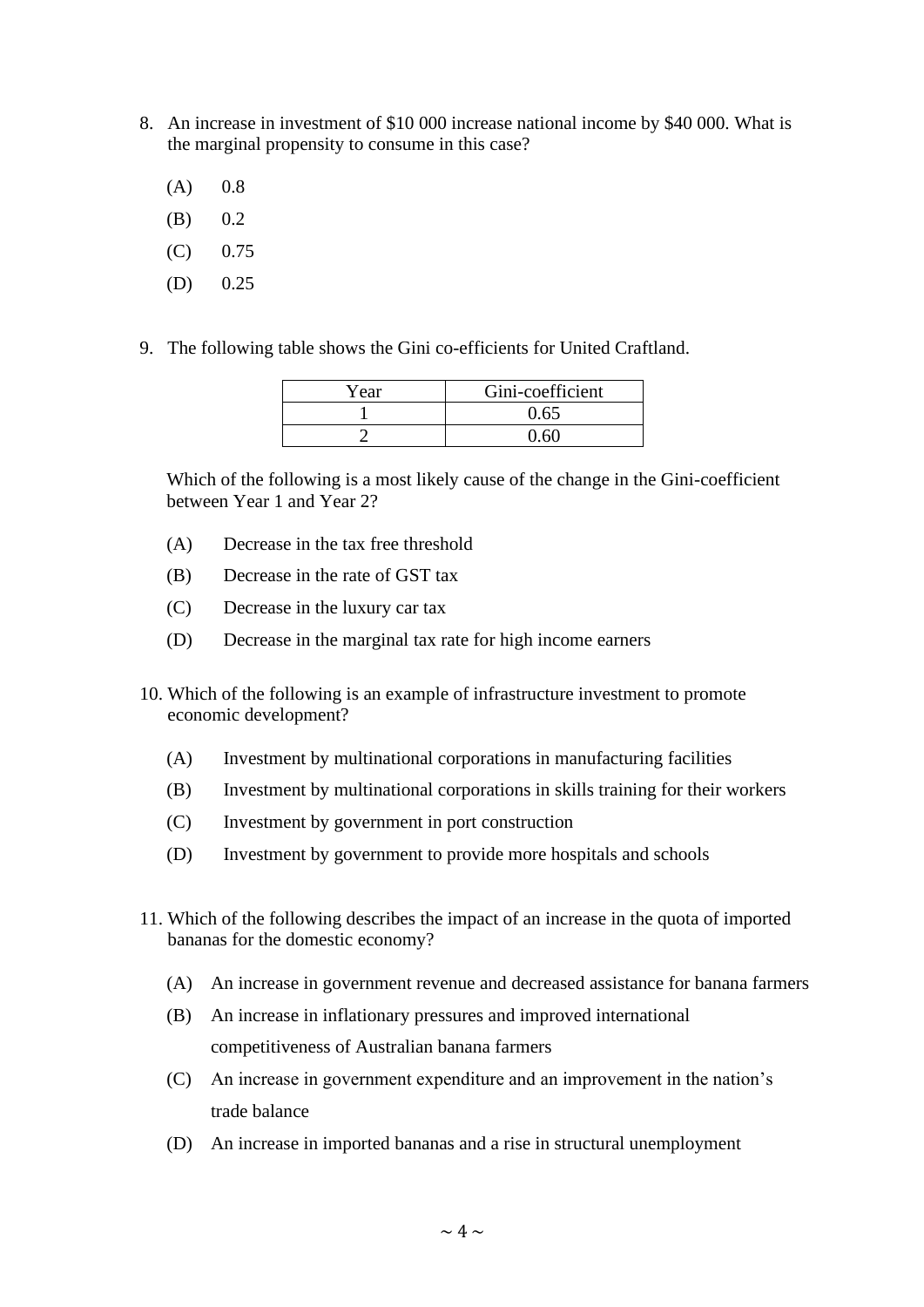8. An increase in investment of $10 000 increase national income by $40 000. What is the marginal propensity to consume in this case?

   (A) 0.8

   (B) 0.2

   (C) 0.75

   (D) 0.25

9. The following table shows the Gini co-efficients for United Craftland.

| Year | Gini-coefficient |
|---|---|
| 1 | 0.65 |
| 2 | 0.60 |

   Which of the following is a most likely cause of the change in the Gini-coefficient between Year 1 and Year 2?

   (A) Decrease in the tax free threshold

   (B) Decrease in the rate of GST tax

   (C) Decrease in the luxury car tax

   (D) Decrease in the marginal tax rate for high income earners

10. Which of the following is an example of infrastructure investment to promote economic development?

   (A) Investment by multinational corporations in manufacturing facilities

   (B) Investment by multinational corporations in skills training for their workers

   (C) Investment by government in port construction

   (D) Investment by government to provide more hospitals and schools

11. Which of the following describes the impact of an increase in the quota of imported bananas for the domestic economy?

   (A) An increase in government revenue and decreased assistance for banana farmers

   (B) An increase in inflationary pressures and improved international competitiveness of Australian banana farmers

   (C) An increase in government expenditure and an improvement in the nation's trade balance

   (D) An increase in imported bananas and a rise in structural unemployment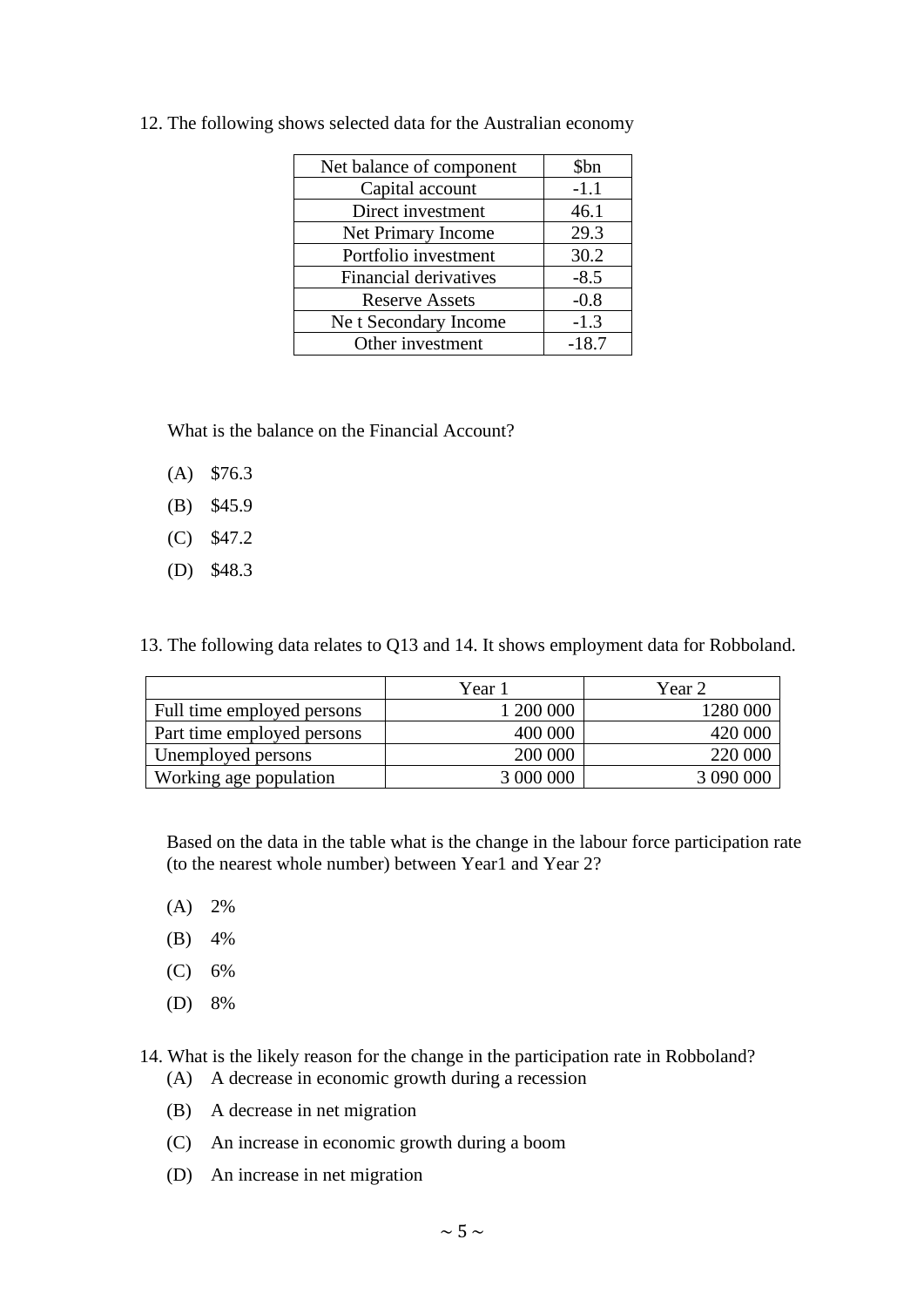12. The following shows selected data for the Australian economy

| Net balance of component | $bn |
|---|---|
| Capital account | -1.1 |
| Direct investment | 46.1 |
| Net Primary Income | 29.3 |
| Portfolio investment | 30.2 |
| Financial derivatives | -8.5 |
| Reserve Assets | -0.8 |
| Ne t Secondary Income | -1.3 |
| Other investment | -18.7 |

What is the balance on the Financial Account?

(A) $76.3

(B) $45.9

(C) $47.2

(D) $48.3

13. The following data relates to Q13 and 14. It shows employment data for Robboland.

| | Year 1 | Year 2 |
|---|---|---|
| Full time employed persons | 1 200 000 | 1280 000 |
| Part time employed persons | 400 000 | 420 000 |
| Unemployed persons | 200 000 | 220 000 |
| Working age population | 3 000 000 | 3 090 000 |

Based on the data in the table what is the change in the labour force participation rate (to the nearest whole number) between Year1 and Year 2?

(A) 2%

(B) 4%

(C) 6%

(D) 8%

14. What is the likely reason for the change in the participation rate in Robboland?

(A) A decrease in economic growth during a recession

(B) A decrease in net migration

(C) An increase in economic growth during a boom

(D) An increase in net migration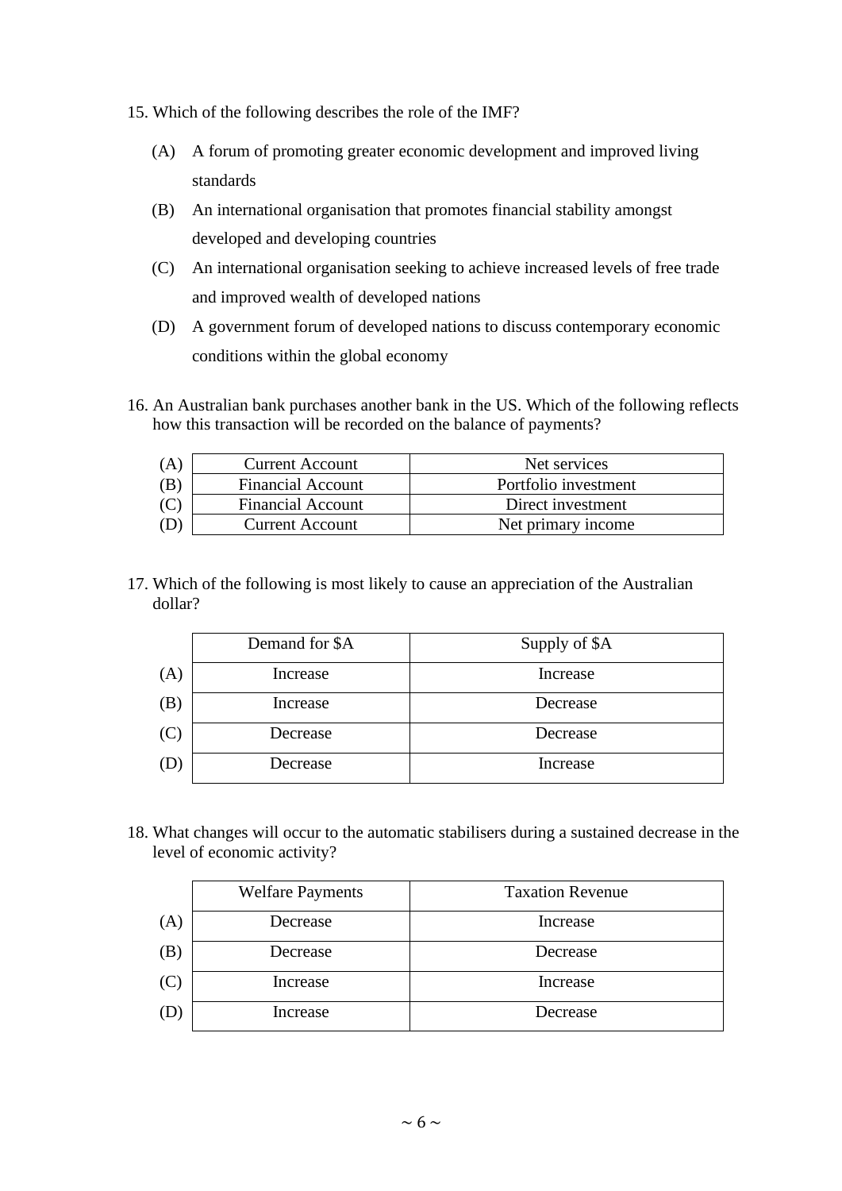15. Which of the following describes the role of the IMF?

(A) A forum of promoting greater economic development and improved living standards

(B) An international organisation that promotes financial stability amongst developed and developing countries

(C) An international organisation seeking to achieve increased levels of free trade and improved wealth of developed nations

(D) A government forum of developed nations to discuss contemporary economic conditions within the global economy

16. An Australian bank purchases another bank in the US. Which of the following reflects how this transaction will be recorded on the balance of payments?

| | | |
|---|---|---|
| (A) | Current Account | Net services |
| (B) | Financial Account | Portfolio investment |
| (C) | Financial Account | Direct investment |
| (D) | Current Account | Net primary income |

17. Which of the following is most likely to cause an appreciation of the Australian dollar?

| | Demand for $A | Supply of $A |
|---|---|---|
| (A) | Increase | Increase |
| (B) | Increase | Decrease |
| (C) | Decrease | Decrease |
| (D) | Decrease | Increase |

18. What changes will occur to the automatic stabilisers during a sustained decrease in the level of economic activity?

| | Welfare Payments | Taxation Revenue |
|---|---|---|
| (A) | Decrease | Increase |
| (B) | Decrease | Decrease |
| (C) | Increase | Increase |
| (D) | Increase | Decrease |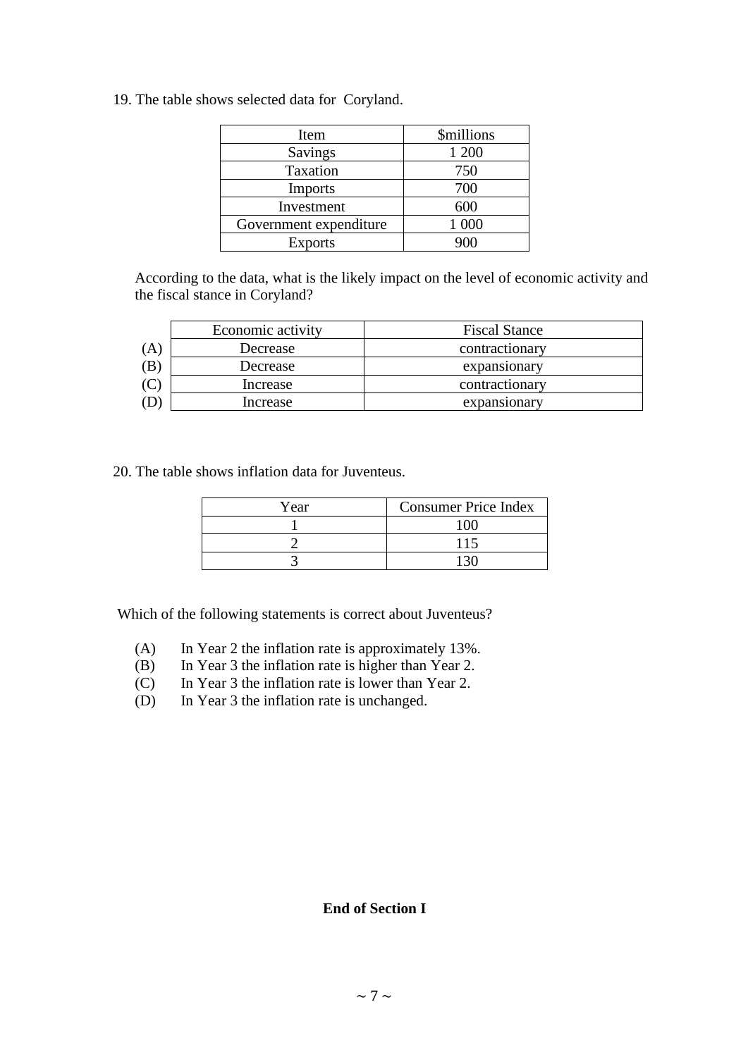19. The table shows selected data for  Coryland.

| Item | $millions |
| --- | --- |
| Savings | 1 200 |
| Taxation | 750 |
| Imports | 700 |
| Investment | 600 |
| Government expenditure | 1 000 |
| Exports | 900 |

According to the data, what is the likely impact on the level of economic activity and the fiscal stance in Coryland?

|  | Economic activity | Fiscal Stance |
| --- | --- | --- |
| (A) | Decrease | contractionary |
| (B) | Decrease | expansionary |
| (C) | Increase | contractionary |
| (D) | Increase | expansionary |

20. The table shows inflation data for Juventeus.

| Year | Consumer Price Index |
| --- | --- |
| 1 | 100 |
| 2 | 115 |
| 3 | 130 |

Which of the following statements is correct about Juventeus?

(A) In Year 2 the inflation rate is approximately 13%.
(B) In Year 3 the inflation rate is higher than Year 2.
(C) In Year 3 the inflation rate is lower than Year 2.
(D) In Year 3 the inflation rate is unchanged.

**End of Section I**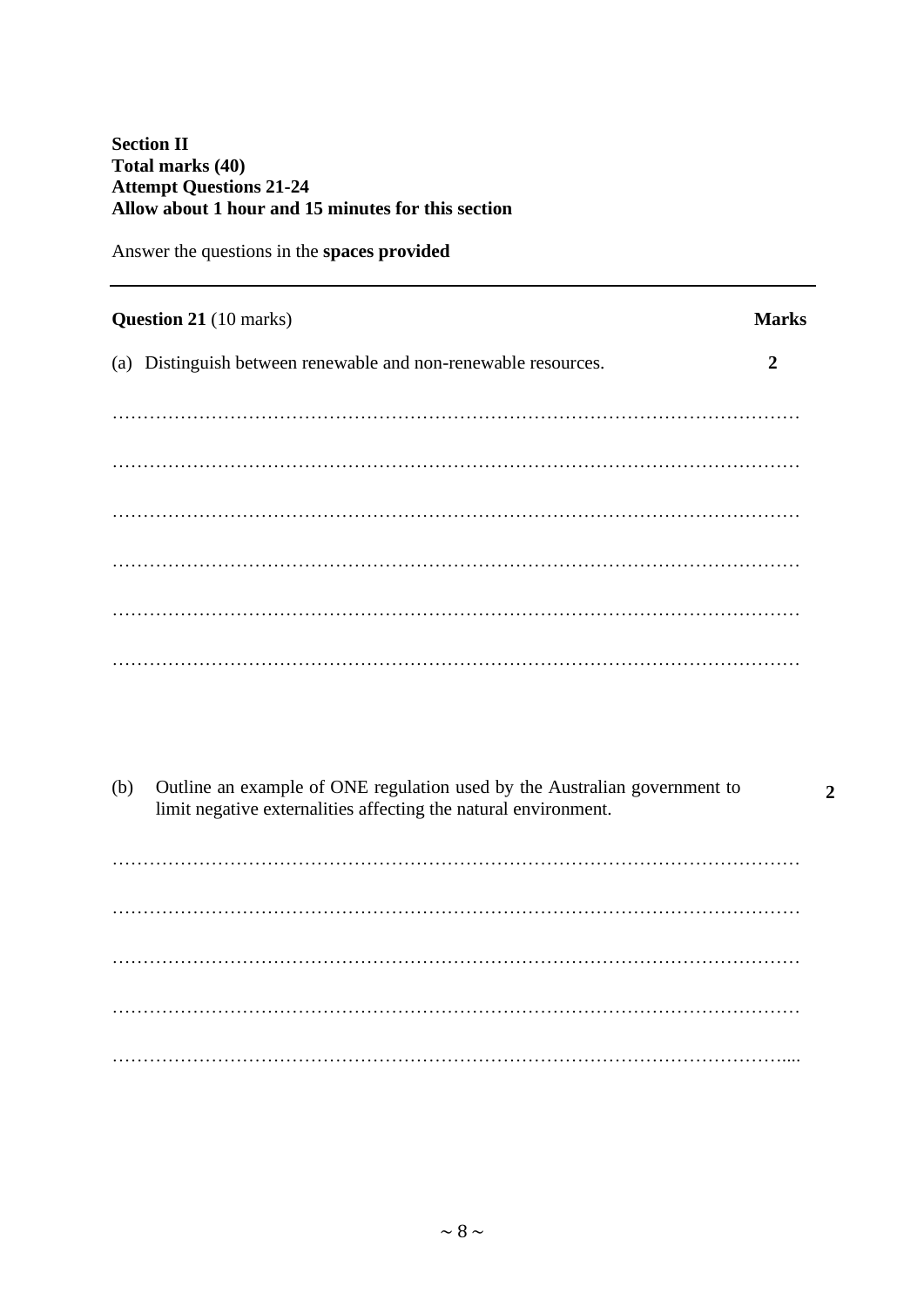**Section II**
**Total marks (40)**
**Attempt Questions 21-24**
**Allow about 1 hour and 15 minutes for this section**

Answer the questions in the **spaces provided**

---

**Question 21** (10 marks) **Marks**

(a) Distinguish between renewable and non-renewable resources. **2**

…………………………………………………………………………………………………

…………………………………………………………………………………………………

…………………………………………………………………………………………………

…………………………………………………………………………………………………

…………………………………………………………………………………………………

…………………………………………………………………………………………………

(b) Outline an example of ONE regulation used by the Australian government to limit negative externalities affecting the natural environment. **2**

…………………………………………………………………………………………………

…………………………………………………………………………………………………

…………………………………………………………………………………………………

…………………………………………………………………………………………………

…………………………………………………………………………………………………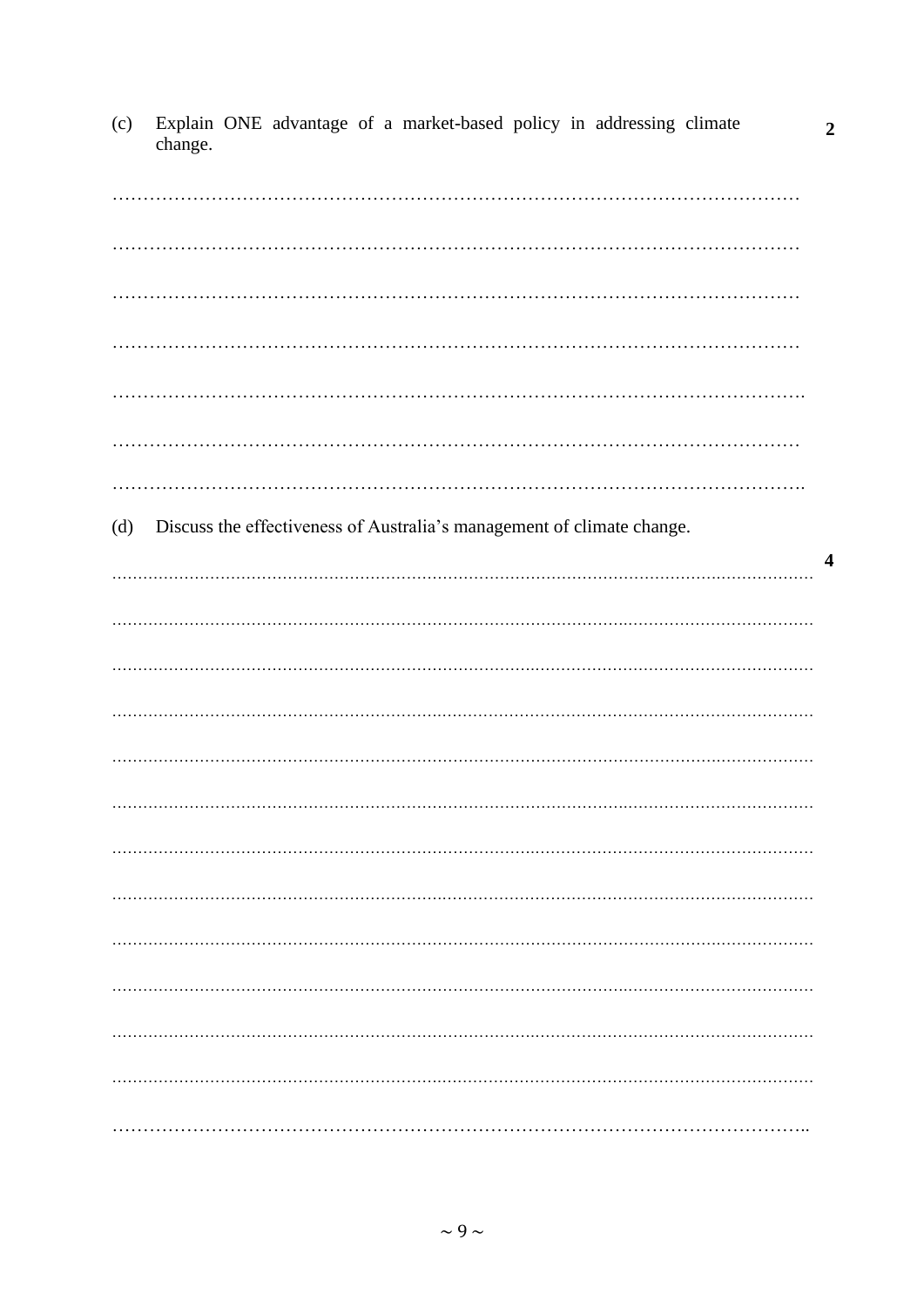(c) Explain ONE advantage of a market-based policy in addressing climate change. **2**

……………………………………………………………………………………………

……………………………………………………………………………………………

……………………………………………………………………………………………

……………………………………………………………………………………………

……………………………………………………………………………………………

……………………………………………………………………………………………

……………………………………………………………………………………………

(d) Discuss the effectiveness of Australia's management of climate change. **4**

……………………………………………………………………………………………

……………………………………………………………………………………………

……………………………………………………………………………………………

……………………………………………………………………………………………

……………………………………………………………………………………………

……………………………………………………………………………………………

……………………………………………………………………………………………

……………………………………………………………………………………………

……………………………………………………………………………………………

……………………………………………………………………………………………

……………………………………………………………………………………………

……………………………………………………………………………………………

……………………………………………………………………………………………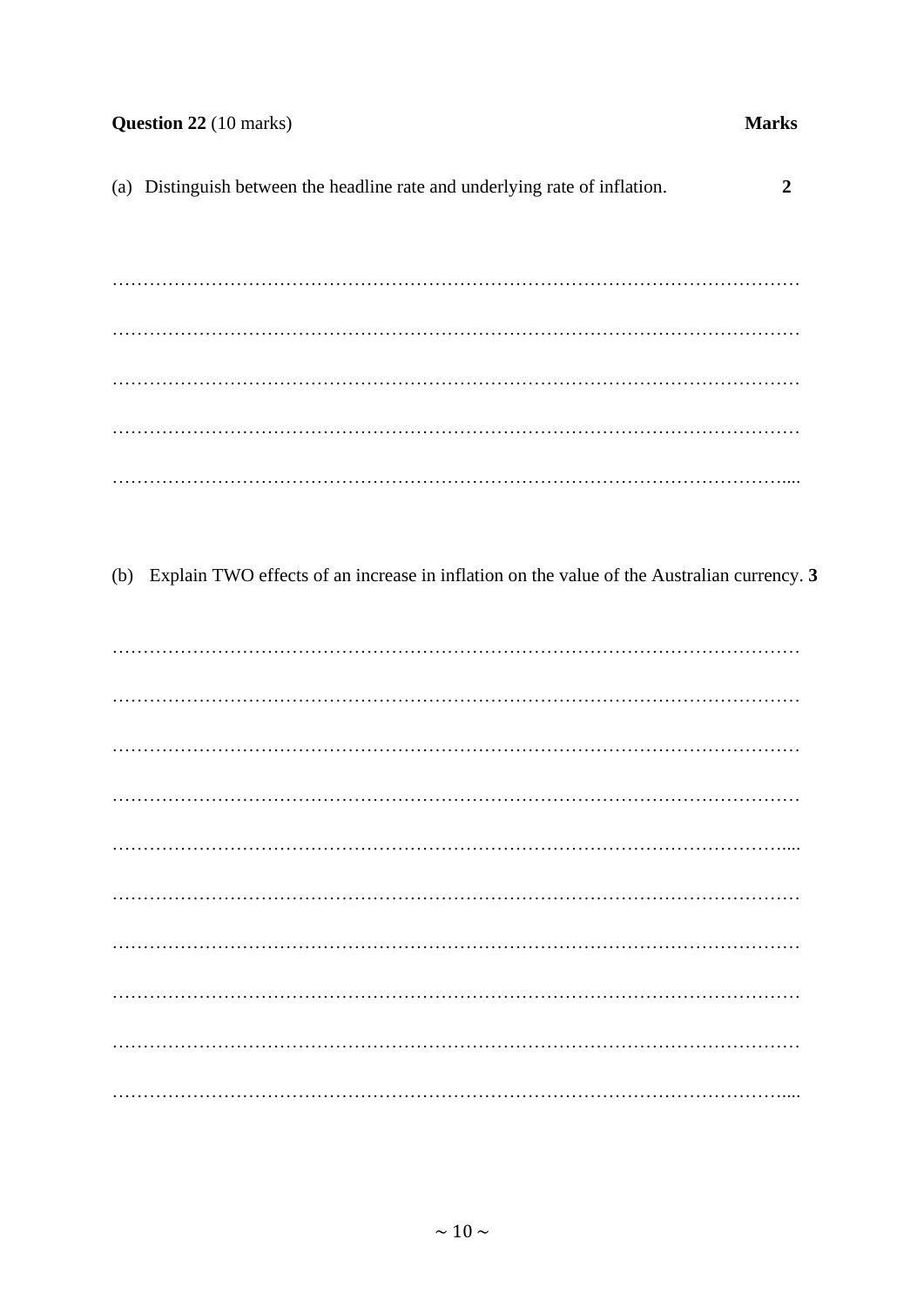**Question 22** (10 marks) **Marks**

(a) Distinguish between the headline rate and underlying rate of inflation. **2**

…………………………………………………………………………………………………

…………………………………………………………………………………………………

…………………………………………………………………………………………………

…………………………………………………………………………………………………

…………………………………………………………………………………………………

(b) Explain TWO effects of an increase in inflation on the value of the Australian currency. **3**

…………………………………………………………………………………………………

…………………………………………………………………………………………………

…………………………………………………………………………………………………

…………………………………………………………………………………………………

…………………………………………………………………………………………………

…………………………………………………………………………………………………

…………………………………………………………………………………………………

…………………………………………………………………………………………………

…………………………………………………………………………………………………

…………………………………………………………………………………………………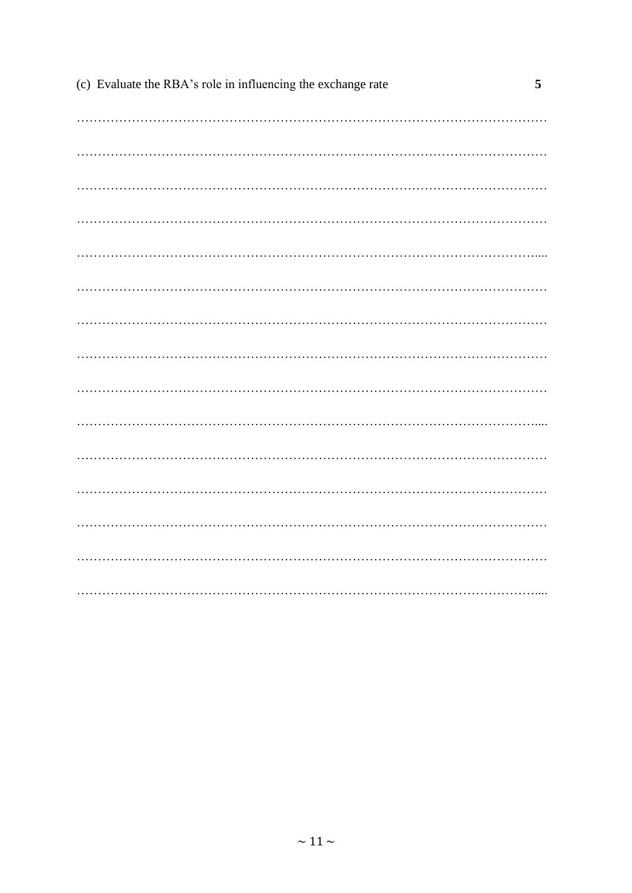(c) Evaluate the RBA's role in influencing the exchange rate **5**

…………………………………………………………………………………………………

…………………………………………………………………………………………………

…………………………………………………………………………………………………

…………………………………………………………………………………………………

…………………………………………………………………………………………………

…………………………………………………………………………………………………

…………………………………………………………………………………………………

…………………………………………………………………………………………………

…………………………………………………………………………………………………

…………………………………………………………………………………………………

…………………………………………………………………………………………………

…………………………………………………………………………………………………

…………………………………………………………………………………………………

…………………………………………………………………………………………………

…………………………………………………………………………………………………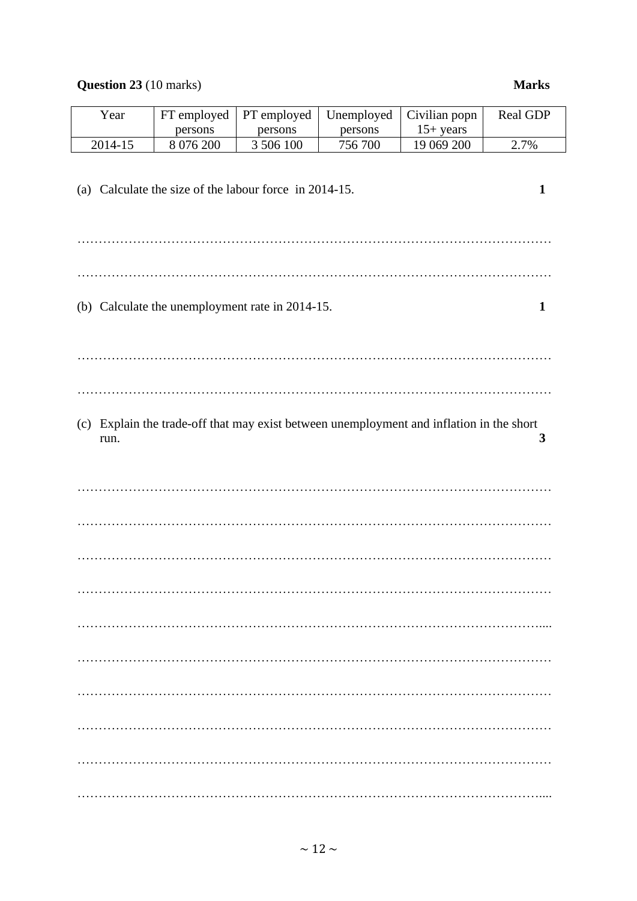**Question 23** (10 marks) **Marks**

| Year | FT employed persons | PT employed persons | Unemployed persons | Civilian popn 15+ years | Real GDP |
|---|---|---|---|---|---|
| 2014-15 | 8 076 200 | 3 506 100 | 756 700 | 19 069 200 | 2.7% |

(a) Calculate the size of the labour force in 2014-15. **1**

…………………………………………………………………………………………………

…………………………………………………………………………………………………

(b) Calculate the unemployment rate in 2014-15. **1**

…………………………………………………………………………………………………

…………………………………………………………………………………………………

(c) Explain the trade-off that may exist between unemployment and inflation in the short run. **3**

…………………………………………………………………………………………………

…………………………………………………………………………………………………

…………………………………………………………………………………………………

…………………………………………………………………………………………………

…………………………………………………………………………………………………

…………………………………………………………………………………………………

…………………………………………………………………………………………………

…………………………………………………………………………………………………

…………………………………………………………………………………………………

…………………………………………………………………………………………………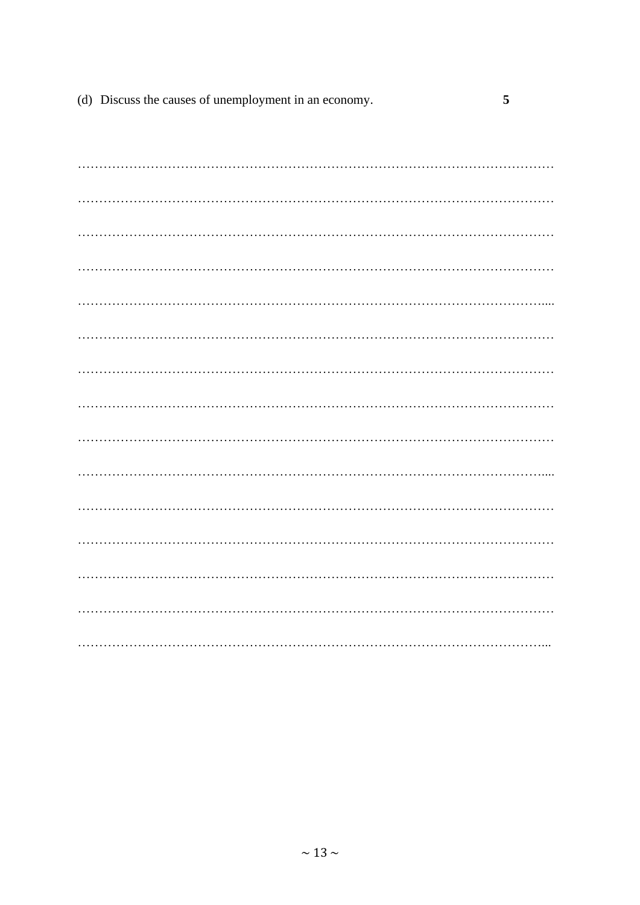(d) Discuss the causes of unemployment in an economy. **5**

…………………………………………………………………………………………………

…………………………………………………………………………………………………

…………………………………………………………………………………………………

…………………………………………………………………………………………………

…………………………………………………………………………………………………

…………………………………………………………………………………………………

…………………………………………………………………………………………………

…………………………………………………………………………………………………

…………………………………………………………………………………………………

…………………………………………………………………………………………………

…………………………………………………………………………………………………

…………………………………………………………………………………………………

…………………………………………………………………………………………………

…………………………………………………………………………………………………

…………………………………………………………………………………………………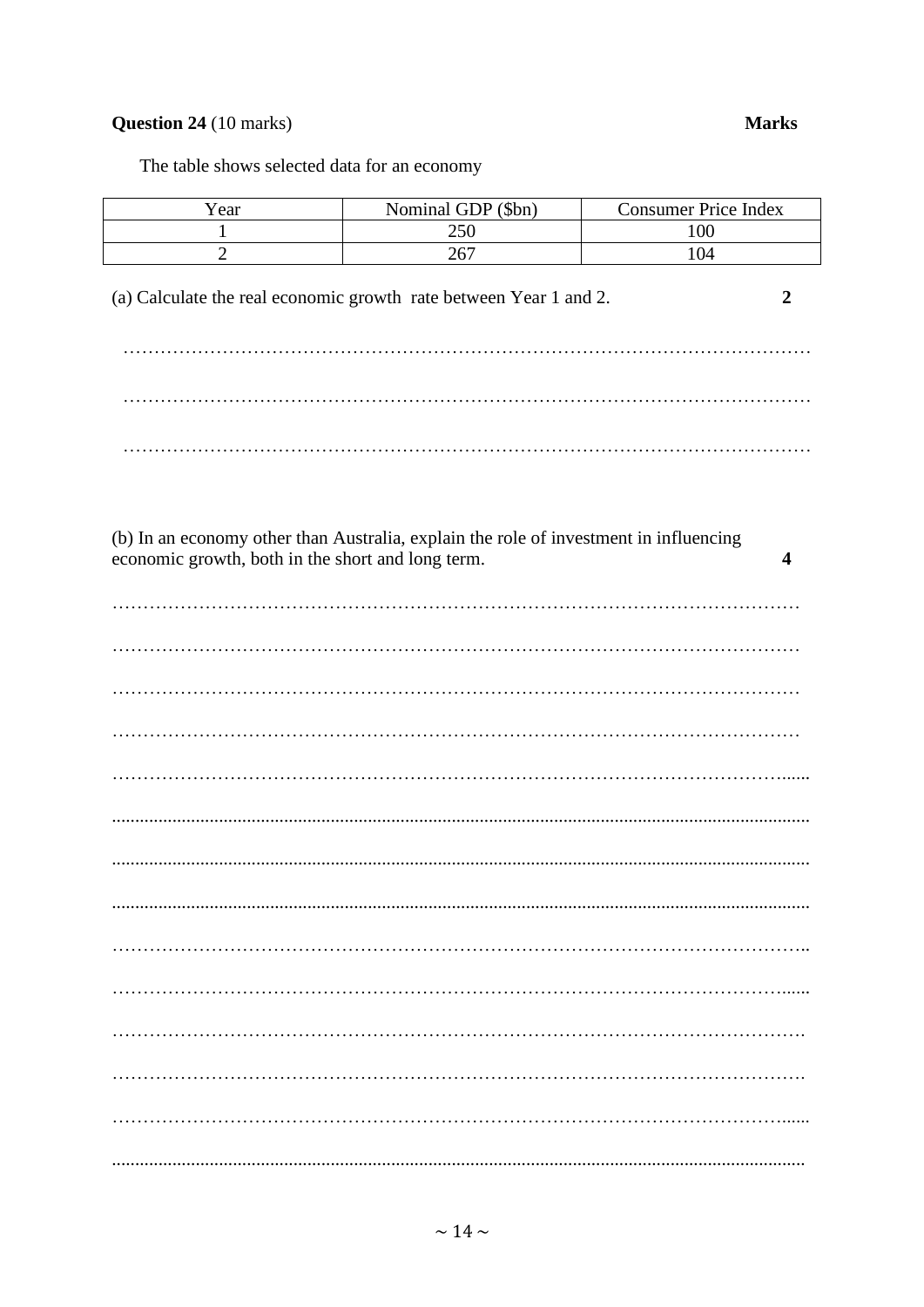**Question 24** (10 marks) **Marks**

The table shows selected data for an economy

| Year | Nominal GDP ($bn) | Consumer Price Index |
|---|---|---|
| 1 | 250 | 100 |
| 2 | 267 | 104 |

(a) Calculate the real economic growth rate between Year 1 and 2. **2**

…………………………………………………………………………………………………

…………………………………………………………………………………………………

…………………………………………………………………………………………………

(b) In an economy other than Australia, explain the role of investment in influencing economic growth, both in the short and long term. **4**

…………………………………………………………………………………………………

…………………………………………………………………………………………………

…………………………………………………………………………………………………

…………………………………………………………………………………………………

…………………………………………………………………………………………………

…………………………………………………………………………………………………

…………………………………………………………………………………………………

…………………………………………………………………………………………………

…………………………………………………………………………………………………

…………………………………………………………………………………………………

…………………………………………………………………………………………………

…………………………………………………………………………………………………

…………………………………………………………………………………………………

…………………………………………………………………………………………………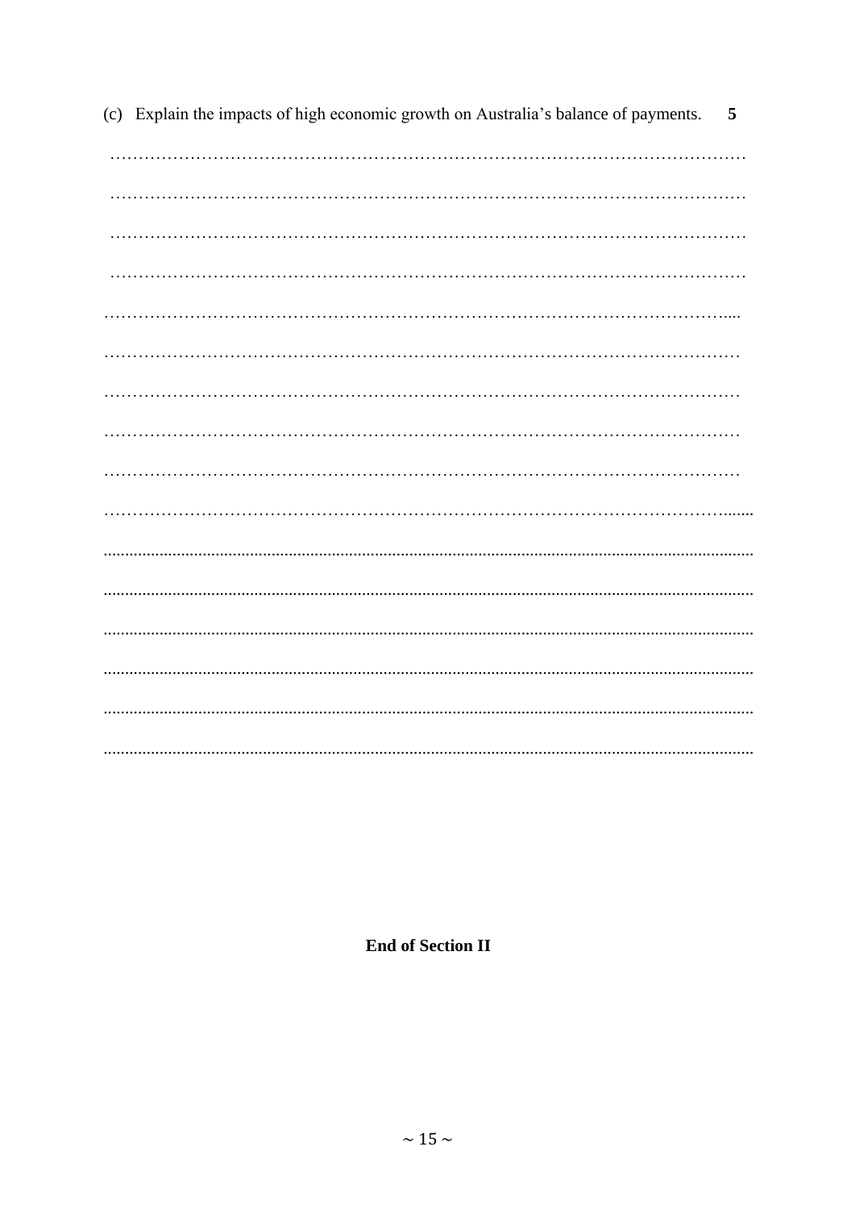(c) Explain the impacts of high economic growth on Australia's balance of payments. **5**

…………………………………………………………………………………………………

…………………………………………………………………………………………………

…………………………………………………………………………………………………

…………………………………………………………………………………………………

…………………………………………………………………………………………………

…………………………………………………………………………………………………

…………………………………………………………………………………………………

…………………………………………………………………………………………………

…………………………………………………………………………………………………

…………………………………………………………………………………………………

…………………………………………………………………………………………………

…………………………………………………………………………………………………

…………………………………………………………………………………………………

…………………………………………………………………………………………………

…………………………………………………………………………………………………

…………………………………………………………………………………………………

**End of Section II**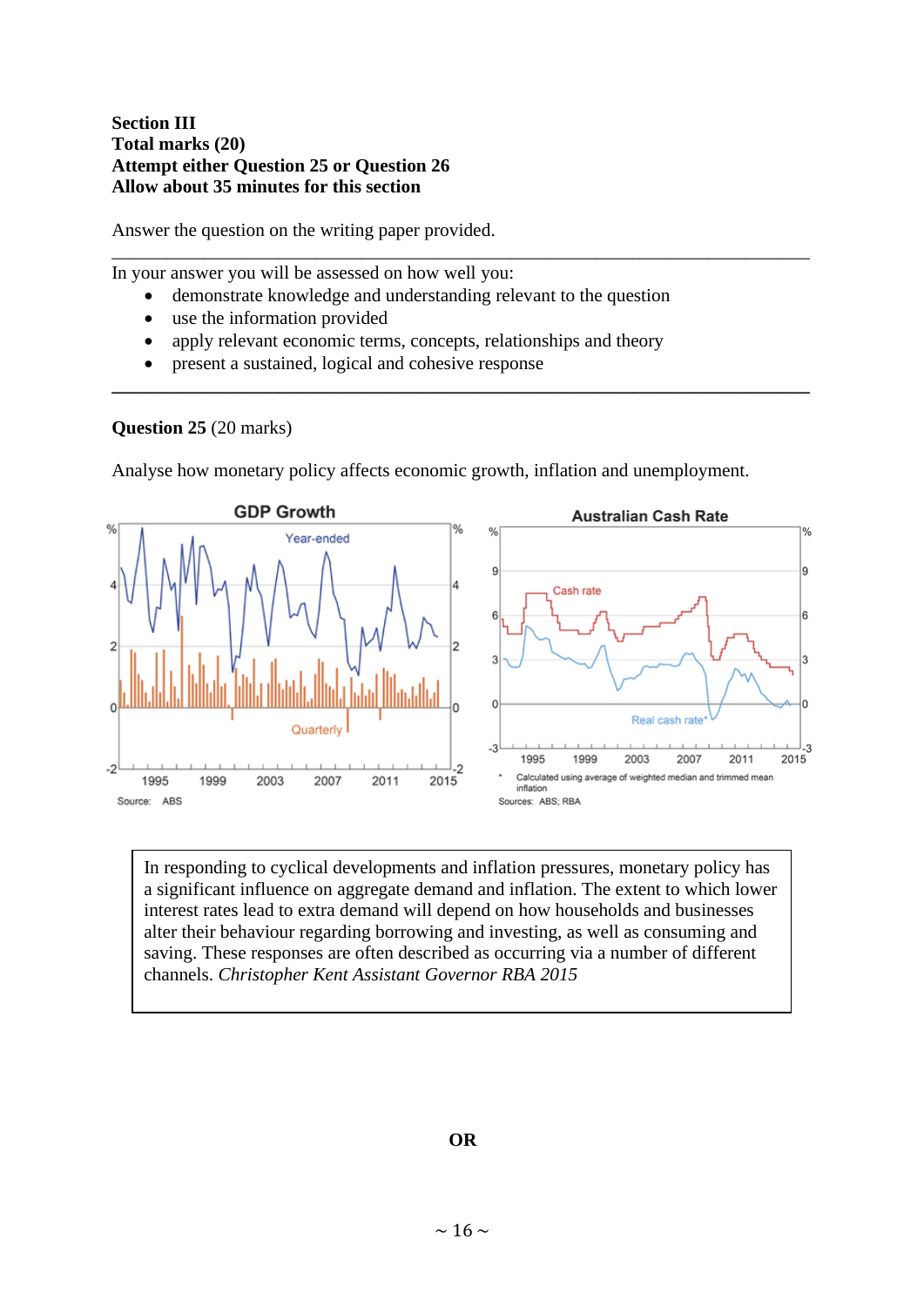**Section III**
**Total marks (20)**
**Attempt either Question 25 or Question 26**
**Allow about 35 minutes for this section**

Answer the question on the writing paper provided.

---

In your answer you will be assessed on how well you:

- demonstrate knowledge and understanding relevant to the question
- use the information provided
- apply relevant economic terms, concepts, relationships and theory
- present a sustained, logical and cohesive response

---

**Question 25** (20 marks)

Analyse how monetary policy affects economic growth, inflation and unemployment.

**GDP Growth**

Year-ended

Quarterly

Source: ABS

**Australian Cash Rate**

Cash rate

Real cash rate*

\* Calculated using average of weighted median and trimmed mean inflation

Sources: ABS; RBA

> In responding to cyclical developments and inflation pressures, monetary policy has a significant influence on aggregate demand and inflation. The extent to which lower interest rates lead to extra demand will depend on how households and businesses alter their behaviour regarding borrowing and investing, as well as consuming and saving. These responses are often described as occurring via a number of different channels. *Christopher Kent Assistant Governor RBA 2015*

**OR**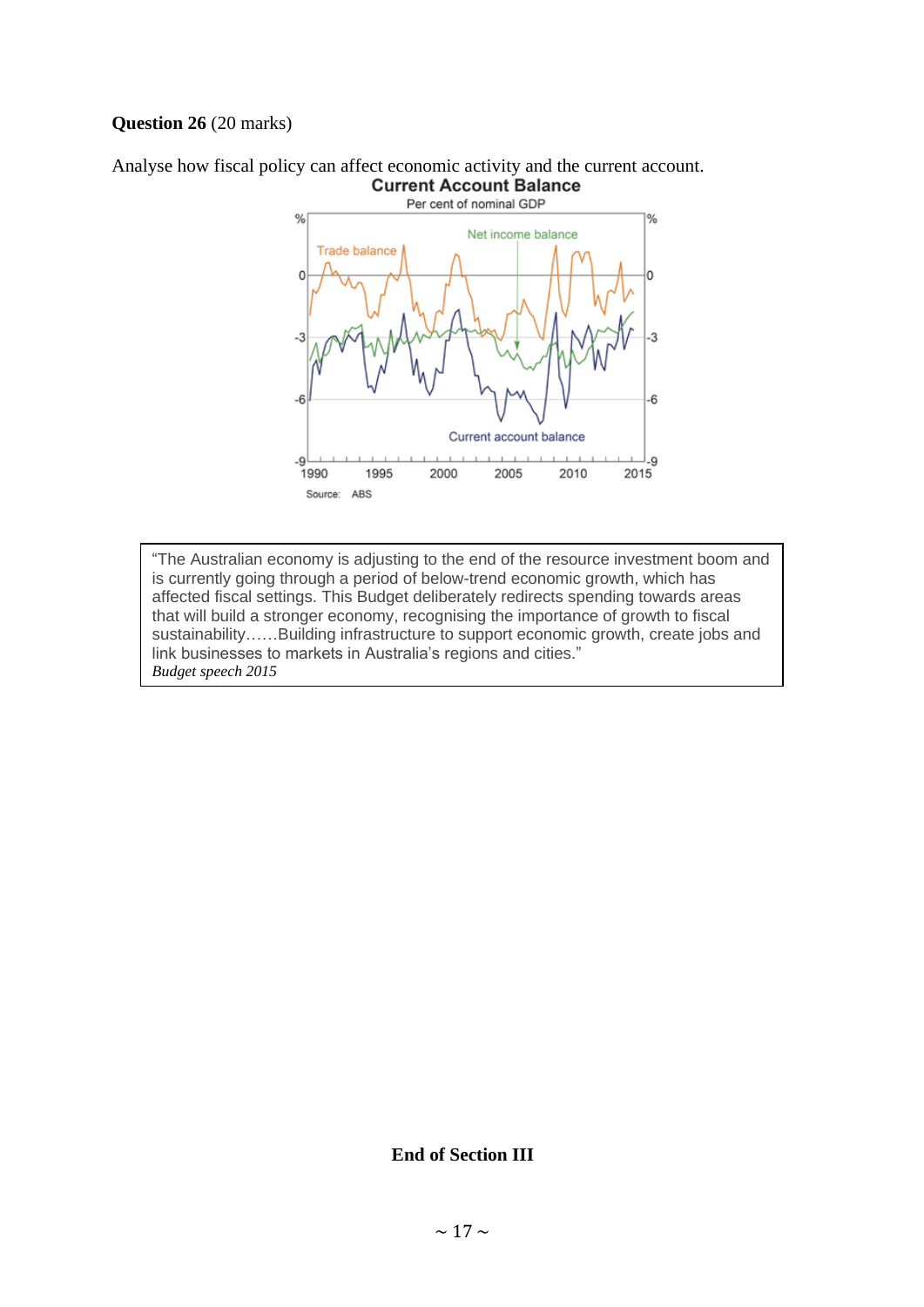**Question 26** (20 marks)

Analyse how fiscal policy can affect economic activity and the current account.

**Current Account Balance**

Per cent of nominal GDP

Source: ABS

> "The Australian economy is adjusting to the end of the resource investment boom and is currently going through a period of below-trend economic growth, which has affected fiscal settings. This Budget deliberately redirects spending towards areas that will build a stronger economy, recognising the importance of growth to fiscal sustainability……Building infrastructure to support economic growth, create jobs and link businesses to markets in Australia's regions and cities."
>
> *Budget speech 2015*

**End of Section III**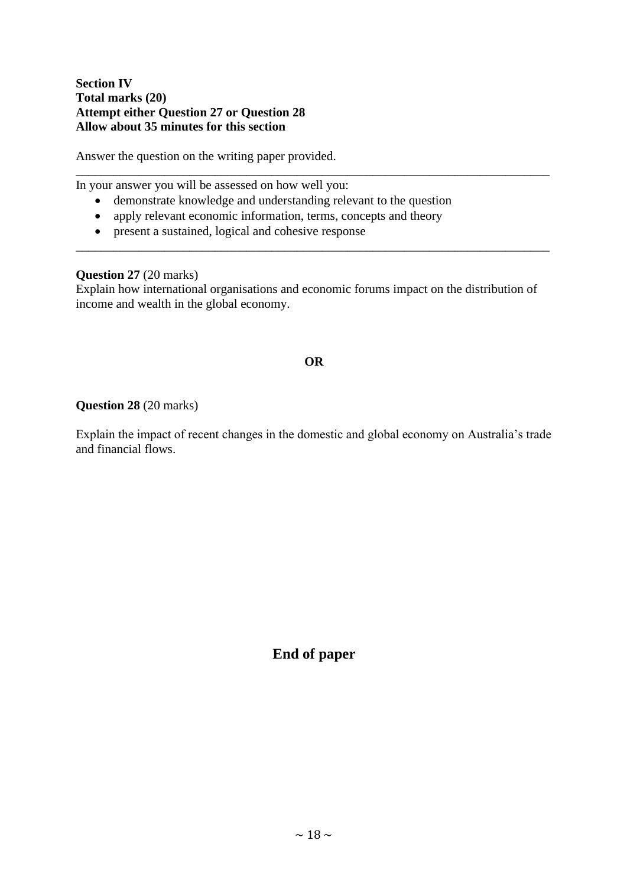**Section IV**
**Total marks (20)**
**Attempt either Question 27 or Question 28**
**Allow about 35 minutes for this section**

Answer the question on the writing paper provided.

---

In your answer you will be assessed on how well you:

- demonstrate knowledge and understanding relevant to the question
- apply relevant economic information, terms, concepts and theory
- present a sustained, logical and cohesive response

---

**Question 27** (20 marks)
Explain how international organisations and economic forums impact on the distribution of income and wealth in the global economy.

**OR**

**Question 28** (20 marks)

Explain the impact of recent changes in the domestic and global economy on Australia's trade and financial flows.

**End of paper**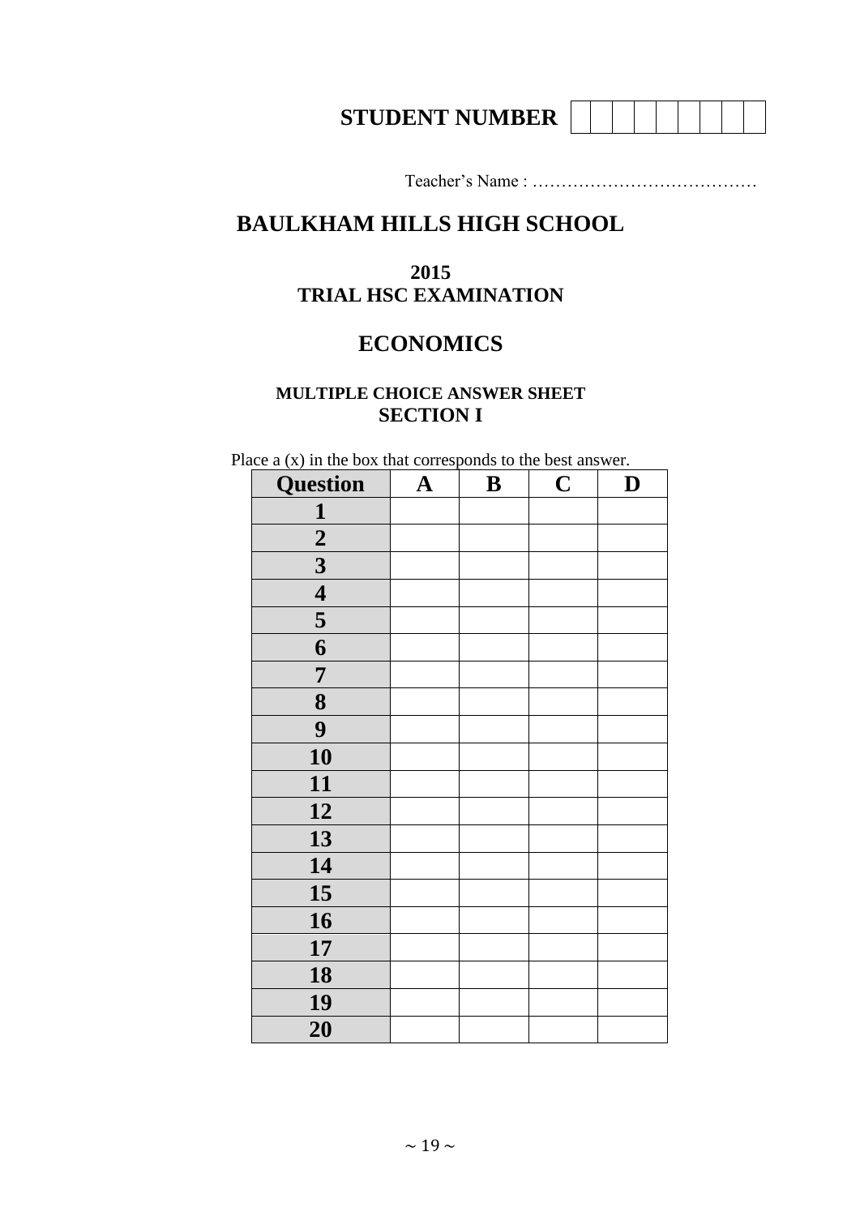**STUDENT NUMBER** | | | | | | | | | |

Teacher's Name : …………………………………

# BAULKHAM HILLS HIGH SCHOOL

## 2015
## TRIAL HSC EXAMINATION

# ECONOMICS

### MULTIPLE CHOICE ANSWER SHEET
### SECTION I

Place a (x) in the box that corresponds to the best answer.

| Question | A | B | C | D |
|---|---|---|---|---|
| 1 | | | | |
| 2 | | | | |
| 3 | | | | |
| 4 | | | | |
| 5 | | | | |
| 6 | | | | |
| 7 | | | | |
| 8 | | | | |
| 9 | | | | |
| 10 | | | | |
| 11 | | | | |
| 12 | | | | |
| 13 | | | | |
| 14 | | | | |
| 15 | | | | |
| 16 | | | | |
| 17 | | | | |
| 18 | | | | |
| 19 | | | | |
| 20 | | | | |